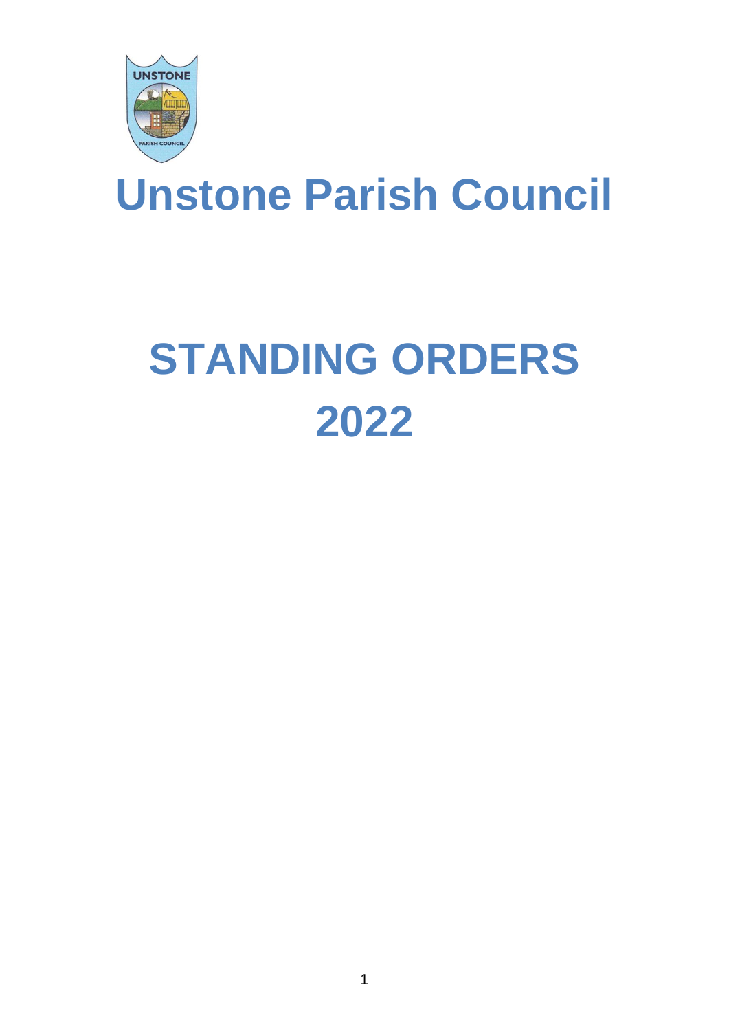# Unstone Parish Council

# STANDING ORDERS 2022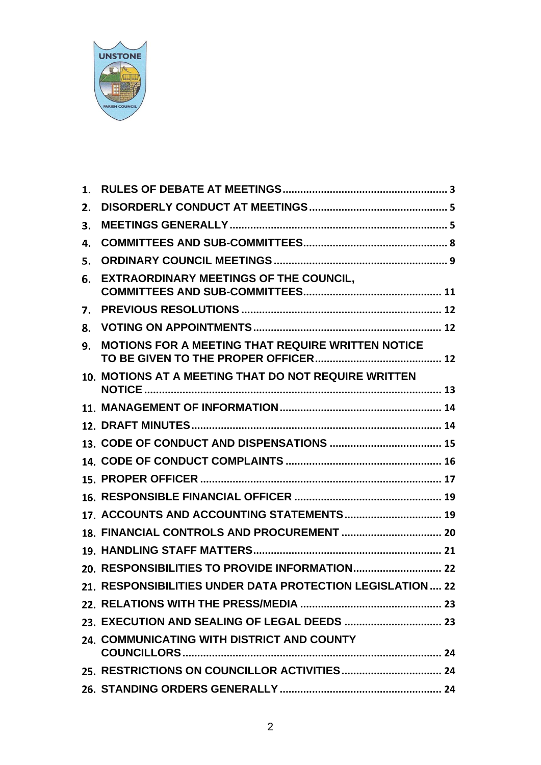1. RULES OF DEBATE AT MEETINGS ........ 3
2. DISORDERLY CONDUCT AT MEETINGS ........ 5
3. MEETINGS GENERALLY ........ 5
4. COMMITTEES AND SUB-COMMITTEES ........ 8
5. ORDINARY COUNCIL MEETINGS ........ 9
6. EXTRAORDINARY MEETINGS OF THE COUNCIL, COMMITTEES AND SUB-COMMITTEES ........ 11
7. PREVIOUS RESOLUTIONS ........ 12
8. VOTING ON APPOINTMENTS ........ 12
9. MOTIONS FOR A MEETING THAT REQUIRE WRITTEN NOTICE TO BE GIVEN TO THE PROPER OFFICER ........ 12
10. MOTIONS AT A MEETING THAT DO NOT REQUIRE WRITTEN NOTICE ........ 13
11. MANAGEMENT OF INFORMATION ........ 14
12. DRAFT MINUTES ........ 14
13. CODE OF CONDUCT AND DISPENSATIONS ........ 15
14. CODE OF CONDUCT COMPLAINTS ........ 16
15. PROPER OFFICER ........ 17
16. RESPONSIBLE FINANCIAL OFFICER ........ 19
17. ACCOUNTS AND ACCOUNTING STATEMENTS ........ 19
18. FINANCIAL CONTROLS AND PROCUREMENT ........ 20
19. HANDLING STAFF MATTERS ........ 21
20. RESPONSIBILITIES TO PROVIDE INFORMATION ........ 22
21. RESPONSIBILITIES UNDER DATA PROTECTION LEGISLATION ........ 22
22. RELATIONS WITH THE PRESS/MEDIA ........ 23
23. EXECUTION AND SEALING OF LEGAL DEEDS ........ 23
24. COMMUNICATING WITH DISTRICT AND COUNTY COUNCILLORS ........ 24
25. RESTRICTIONS ON COUNCILLOR ACTIVITIES ........ 24
26. STANDING ORDERS GENERALLY ........ 24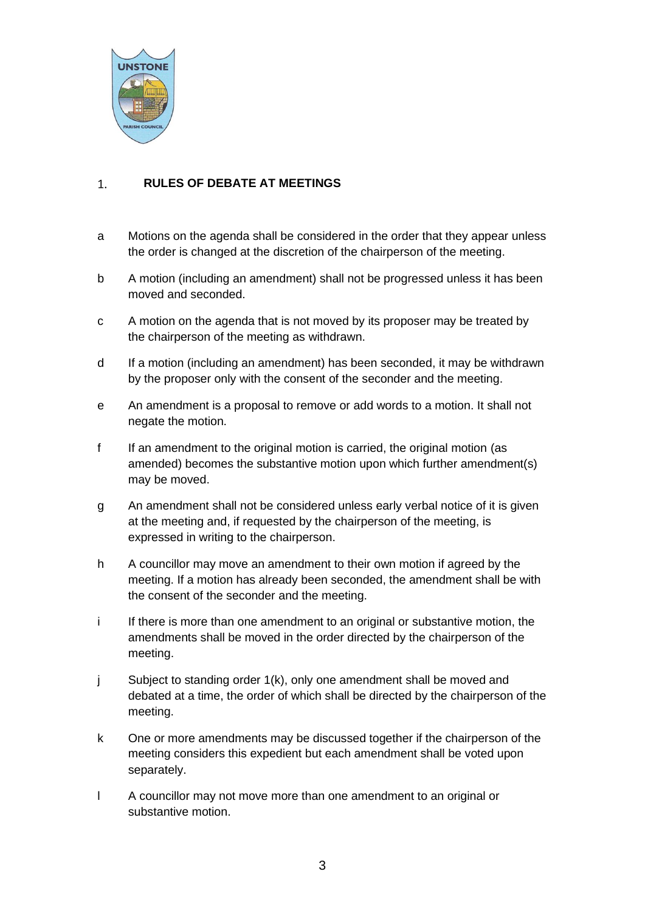## 1. RULES OF DEBATE AT MEETINGS

a Motions on the agenda shall be considered in the order that they appear unless the order is changed at the discretion of the chairperson of the meeting.

b A motion (including an amendment) shall not be progressed unless it has been moved and seconded.

c A motion on the agenda that is not moved by its proposer may be treated by the chairperson of the meeting as withdrawn.

d If a motion (including an amendment) has been seconded, it may be withdrawn by the proposer only with the consent of the seconder and the meeting.

e An amendment is a proposal to remove or add words to a motion. It shall not negate the motion.

f If an amendment to the original motion is carried, the original motion (as amended) becomes the substantive motion upon which further amendment(s) may be moved.

g An amendment shall not be considered unless early verbal notice of it is given at the meeting and, if requested by the chairperson of the meeting, is expressed in writing to the chairperson.

h A councillor may move an amendment to their own motion if agreed by the meeting. If a motion has already been seconded, the amendment shall be with the consent of the seconder and the meeting.

i If there is more than one amendment to an original or substantive motion, the amendments shall be moved in the order directed by the chairperson of the meeting.

j Subject to standing order 1(k), only one amendment shall be moved and debated at a time, the order of which shall be directed by the chairperson of the meeting.

k One or more amendments may be discussed together if the chairperson of the meeting considers this expedient but each amendment shall be voted upon separately.

l A councillor may not move more than one amendment to an original or substantive motion.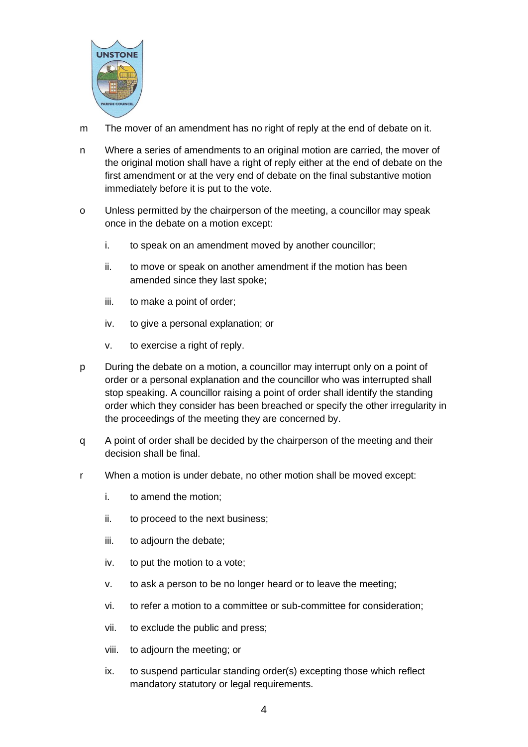m The mover of an amendment has no right of reply at the end of debate on it.

n Where a series of amendments to an original motion are carried, the mover of the original motion shall have a right of reply either at the end of debate on the first amendment or at the very end of debate on the final substantive motion immediately before it is put to the vote.

o Unless permitted by the chairperson of the meeting, a councillor may speak once in the debate on a motion except:

  i. to speak on an amendment moved by another councillor;

  ii. to move or speak on another amendment if the motion has been amended since they last spoke;

  iii. to make a point of order;

  iv. to give a personal explanation; or

  v. to exercise a right of reply.

p During the debate on a motion, a councillor may interrupt only on a point of order or a personal explanation and the councillor who was interrupted shall stop speaking. A councillor raising a point of order shall identify the standing order which they consider has been breached or specify the other irregularity in the proceedings of the meeting they are concerned by.

q A point of order shall be decided by the chairperson of the meeting and their decision shall be final.

r When a motion is under debate, no other motion shall be moved except:

  i. to amend the motion;

  ii. to proceed to the next business;

  iii. to adjourn the debate;

  iv. to put the motion to a vote;

  v. to ask a person to be no longer heard or to leave the meeting;

  vi. to refer a motion to a committee or sub-committee for consideration;

  vii. to exclude the public and press;

  viii. to adjourn the meeting; or

  ix. to suspend particular standing order(s) excepting those which reflect mandatory statutory or legal requirements.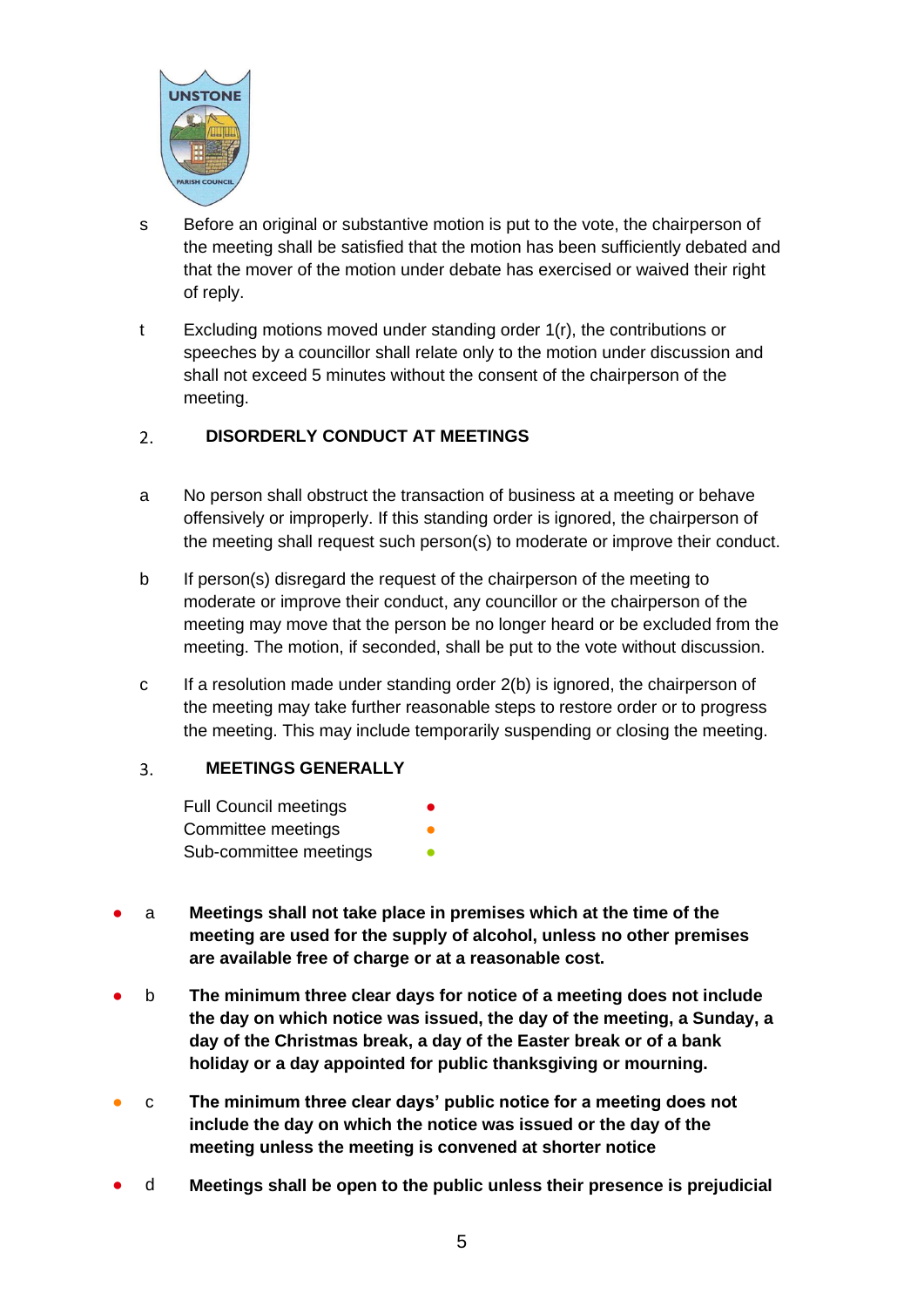s Before an original or substantive motion is put to the vote, the chairperson of the meeting shall be satisfied that the motion has been sufficiently debated and that the mover of the motion under debate has exercised or waived their right of reply.

t Excluding motions moved under standing order 1(r), the contributions or speeches by a councillor shall relate only to the motion under discussion and shall not exceed 5 minutes without the consent of the chairperson of the meeting.

## 2. DISORDERLY CONDUCT AT MEETINGS

a No person shall obstruct the transaction of business at a meeting or behave offensively or improperly. If this standing order is ignored, the chairperson of the meeting shall request such person(s) to moderate or improve their conduct.

b If person(s) disregard the request of the chairperson of the meeting to moderate or improve their conduct, any councillor or the chairperson of the meeting may move that the person be no longer heard or be excluded from the meeting. The motion, if seconded, shall be put to the vote without discussion.

c If a resolution made under standing order 2(b) is ignored, the chairperson of the meeting may take further reasonable steps to restore order or to progress the meeting. This may include temporarily suspending or closing the meeting.

## 3. MEETINGS GENERALLY

Full Council meetings ●
Committee meetings ●
Sub-committee meetings ●

● a **Meetings shall not take place in premises which at the time of the meeting are used for the supply of alcohol, unless no other premises are available free of charge or at a reasonable cost.**

● b **The minimum three clear days for notice of a meeting does not include the day on which notice was issued, the day of the meeting, a Sunday, a day of the Christmas break, a day of the Easter break or of a bank holiday or a day appointed for public thanksgiving or mourning.**

● c **The minimum three clear days' public notice for a meeting does not include the day on which the notice was issued or the day of the meeting unless the meeting is convened at shorter notice**

● d **Meetings shall be open to the public unless their presence is prejudicial**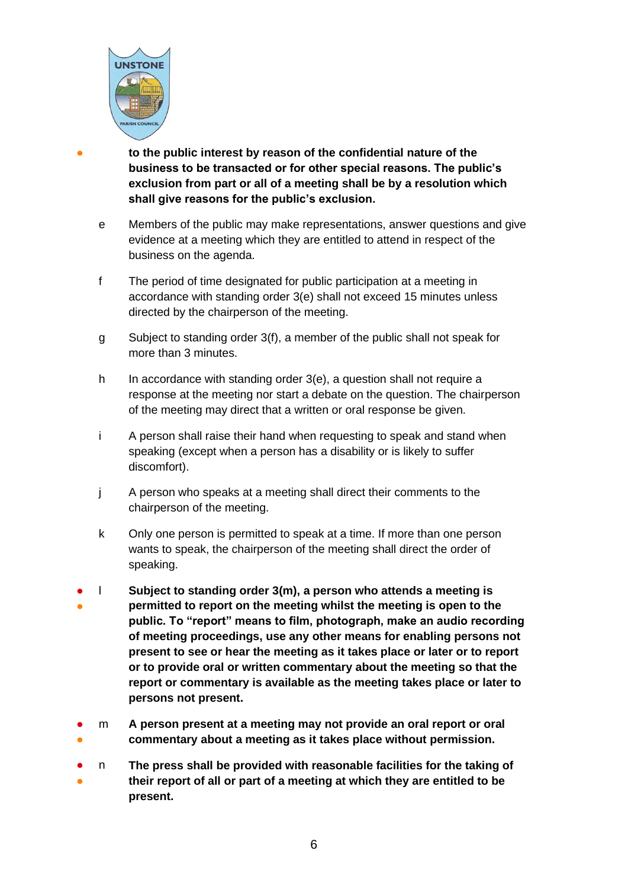**to the public interest by reason of the confidential nature of the business to be transacted or for other special reasons. The public's exclusion from part or all of a meeting shall be by a resolution which shall give reasons for the public's exclusion.**

e Members of the public may make representations, answer questions and give evidence at a meeting which they are entitled to attend in respect of the business on the agenda.

f The period of time designated for public participation at a meeting in accordance with standing order 3(e) shall not exceed 15 minutes unless directed by the chairperson of the meeting.

g Subject to standing order 3(f), a member of the public shall not speak for more than 3 minutes.

h In accordance with standing order 3(e), a question shall not require a response at the meeting nor start a debate on the question. The chairperson of the meeting may direct that a written or oral response be given.

i A person shall raise their hand when requesting to speak and stand when speaking (except when a person has a disability or is likely to suffer discomfort).

j A person who speaks at a meeting shall direct their comments to the chairperson of the meeting.

k Only one person is permitted to speak at a time. If more than one person wants to speak, the chairperson of the meeting shall direct the order of speaking.

l **Subject to standing order 3(m), a person who attends a meeting is permitted to report on the meeting whilst the meeting is open to the public. To "report" means to film, photograph, make an audio recording of meeting proceedings, use any other means for enabling persons not present to see or hear the meeting as it takes place or later or to report or to provide oral or written commentary about the meeting so that the report or commentary is available as the meeting takes place or later to persons not present.**

m **A person present at a meeting may not provide an oral report or oral commentary about a meeting as it takes place without permission.**

n **The press shall be provided with reasonable facilities for the taking of their report of all or part of a meeting at which they are entitled to be present.**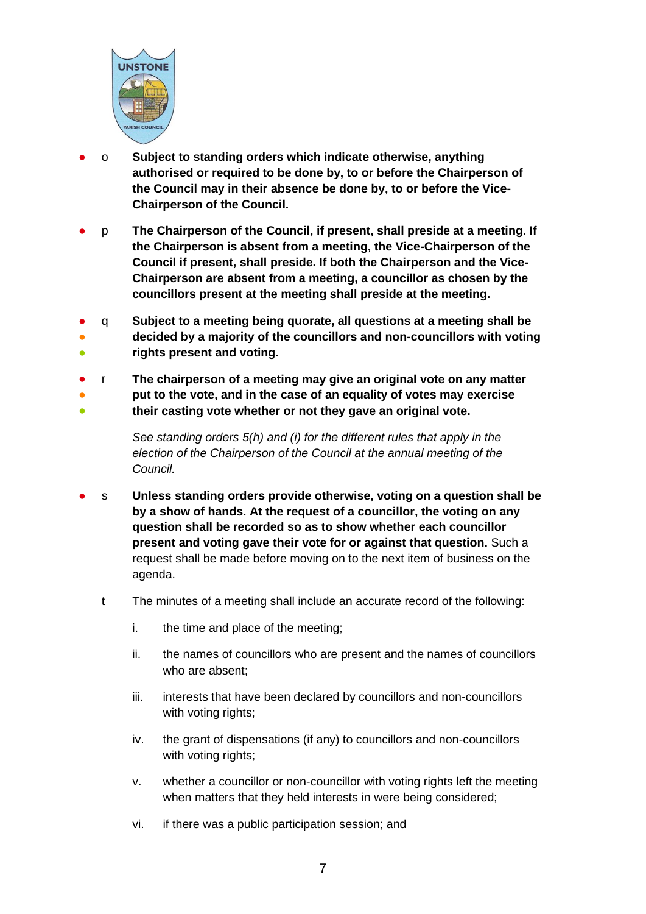- o **Subject to standing orders which indicate otherwise, anything authorised or required to be done by, to or before the Chairperson of the Council may in their absence be done by, to or before the Vice-Chairperson of the Council.**

- p **The Chairperson of the Council, if present, shall preside at a meeting. If the Chairperson is absent from a meeting, the Vice-Chairperson of the Council if present, shall preside. If both the Chairperson and the Vice-Chairperson are absent from a meeting, a councillor as chosen by the councillors present at the meeting shall preside at the meeting.**

- q **Subject to a meeting being quorate, all questions at a meeting shall be decided by a majority of the councillors and non-councillors with voting rights present and voting.**

- r **The chairperson of a meeting may give an original vote on any matter put to the vote, and in the case of an equality of votes may exercise their casting vote whether or not they gave an original vote.**

  *See standing orders 5(h) and (i) for the different rules that apply in the election of the Chairperson of the Council at the annual meeting of the Council.*

- s **Unless standing orders provide otherwise, voting on a question shall be by a show of hands. At the request of a councillor, the voting on any question shall be recorded so as to show whether each councillor present and voting gave their vote for or against that question.** Such a request shall be made before moving on to the next item of business on the agenda.

- t The minutes of a meeting shall include an accurate record of the following:

  i. the time and place of the meeting;

  ii. the names of councillors who are present and the names of councillors who are absent;

  iii. interests that have been declared by councillors and non-councillors with voting rights;

  iv. the grant of dispensations (if any) to councillors and non-councillors with voting rights;

  v. whether a councillor or non-councillor with voting rights left the meeting when matters that they held interests in were being considered;

  vi. if there was a public participation session; and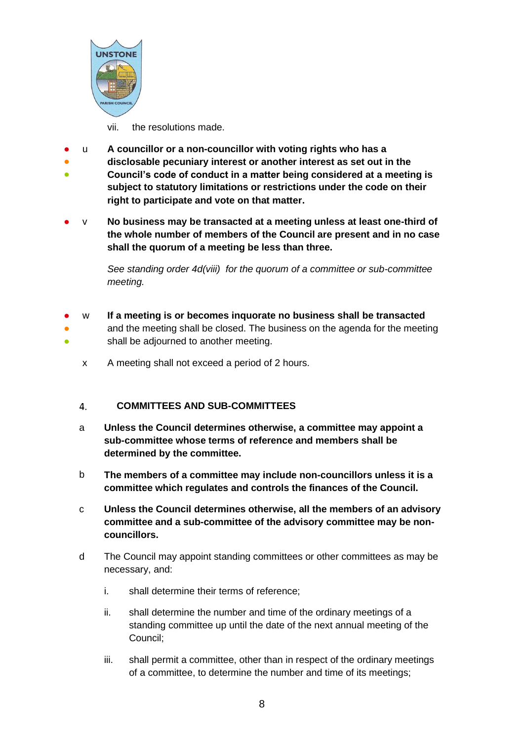vii. the resolutions made.

u **A councillor or a non-councillor with voting rights who has a disclosable pecuniary interest or another interest as set out in the Council's code of conduct in a matter being considered at a meeting is subject to statutory limitations or restrictions under the code on their right to participate and vote on that matter.**

v **No business may be transacted at a meeting unless at least one-third of the whole number of members of the Council are present and in no case shall the quorum of a meeting be less than three.**

*See standing order 4d(viii) for the quorum of a committee or sub-committee meeting.*

w **If a meeting is or becomes inquorate no business shall be transacted** and the meeting shall be closed. The business on the agenda for the meeting shall be adjourned to another meeting.

x A meeting shall not exceed a period of 2 hours.

## 4. COMMITTEES AND SUB-COMMITTEES

a **Unless the Council determines otherwise, a committee may appoint a sub-committee whose terms of reference and members shall be determined by the committee.**

b **The members of a committee may include non-councillors unless it is a committee which regulates and controls the finances of the Council.**

c **Unless the Council determines otherwise, all the members of an advisory committee and a sub-committee of the advisory committee may be non-councillors.**

d The Council may appoint standing committees or other committees as may be necessary, and:

i. shall determine their terms of reference;

ii. shall determine the number and time of the ordinary meetings of a standing committee up until the date of the next annual meeting of the Council;

iii. shall permit a committee, other than in respect of the ordinary meetings of a committee, to determine the number and time of its meetings;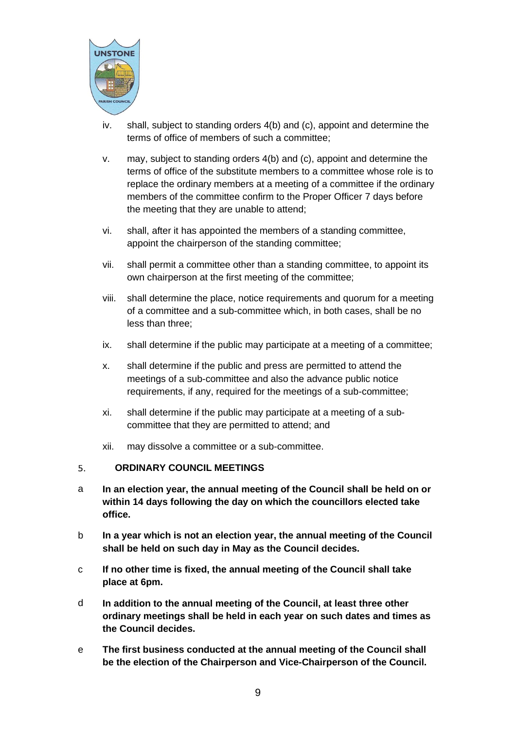iv. shall, subject to standing orders 4(b) and (c), appoint and determine the terms of office of members of such a committee;

v. may, subject to standing orders 4(b) and (c), appoint and determine the terms of office of the substitute members to a committee whose role is to replace the ordinary members at a meeting of a committee if the ordinary members of the committee confirm to the Proper Officer 7 days before the meeting that they are unable to attend;

vi. shall, after it has appointed the members of a standing committee, appoint the chairperson of the standing committee;

vii. shall permit a committee other than a standing committee, to appoint its own chairperson at the first meeting of the committee;

viii. shall determine the place, notice requirements and quorum for a meeting of a committee and a sub-committee which, in both cases, shall be no less than three;

ix. shall determine if the public may participate at a meeting of a committee;

x. shall determine if the public and press are permitted to attend the meetings of a sub-committee and also the advance public notice requirements, if any, required for the meetings of a sub-committee;

xi. shall determine if the public may participate at a meeting of a sub-committee that they are permitted to attend; and

xii. may dissolve a committee or a sub-committee.

## 5. ORDINARY COUNCIL MEETINGS

a **In an election year, the annual meeting of the Council shall be held on or within 14 days following the day on which the councillors elected take office.**

b **In a year which is not an election year, the annual meeting of the Council shall be held on such day in May as the Council decides.**

c **If no other time is fixed, the annual meeting of the Council shall take place at 6pm.**

d **In addition to the annual meeting of the Council, at least three other ordinary meetings shall be held in each year on such dates and times as the Council decides.**

e **The first business conducted at the annual meeting of the Council shall be the election of the Chairperson and Vice-Chairperson of the Council.**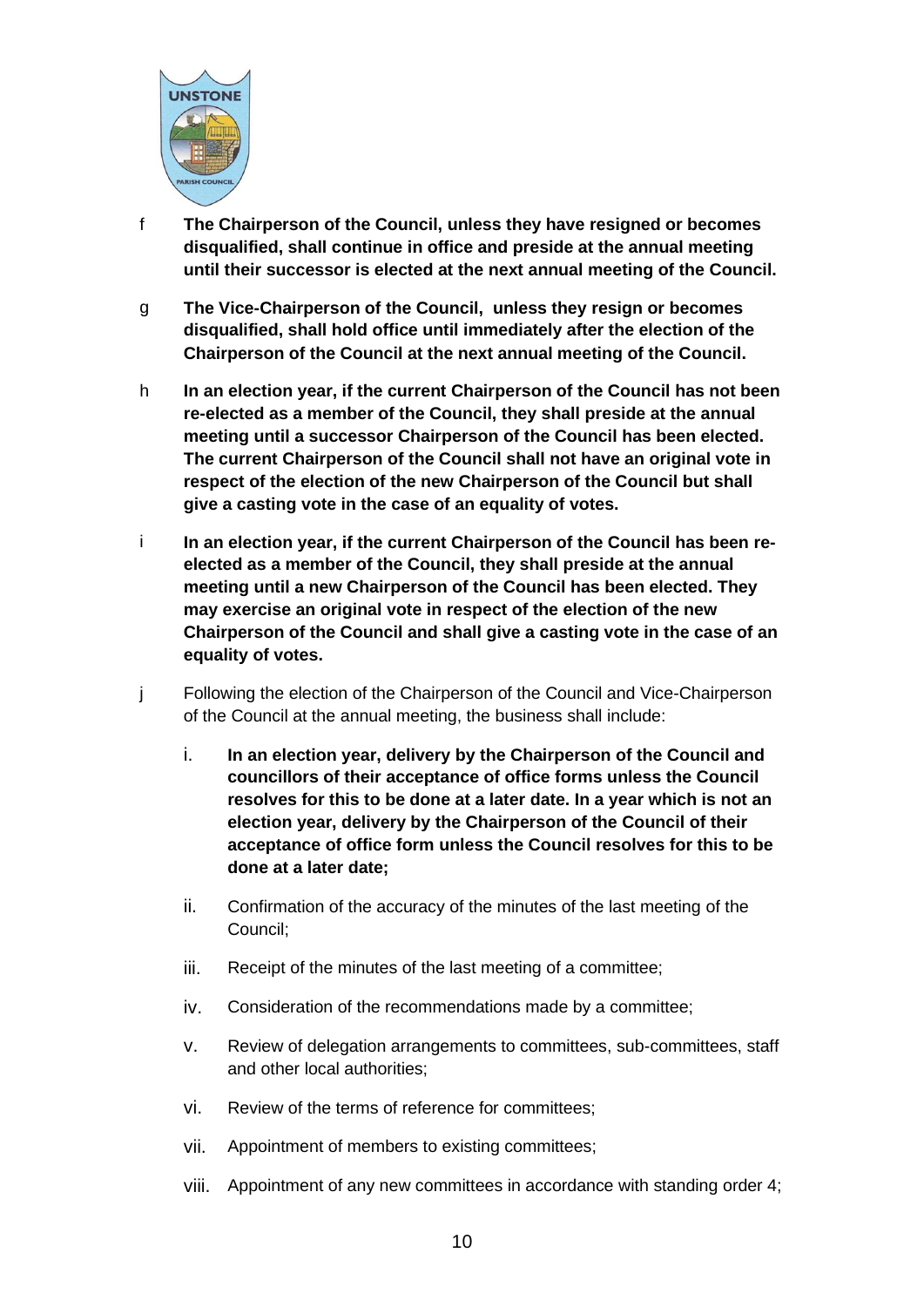f **The Chairperson of the Council, unless they have resigned or becomes disqualified, shall continue in office and preside at the annual meeting until their successor is elected at the next annual meeting of the Council.**

g **The Vice-Chairperson of the Council, unless they resign or becomes disqualified, shall hold office until immediately after the election of the Chairperson of the Council at the next annual meeting of the Council.**

h **In an election year, if the current Chairperson of the Council has not been re-elected as a member of the Council, they shall preside at the annual meeting until a successor Chairperson of the Council has been elected. The current Chairperson of the Council shall not have an original vote in respect of the election of the new Chairperson of the Council but shall give a casting vote in the case of an equality of votes.**

i **In an election year, if the current Chairperson of the Council has been re-elected as a member of the Council, they shall preside at the annual meeting until a new Chairperson of the Council has been elected. They may exercise an original vote in respect of the election of the new Chairperson of the Council and shall give a casting vote in the case of an equality of votes.**

j Following the election of the Chairperson of the Council and Vice-Chairperson of the Council at the annual meeting, the business shall include:

i. **In an election year, delivery by the Chairperson of the Council and councillors of their acceptance of office forms unless the Council resolves for this to be done at a later date. In a year which is not an election year, delivery by the Chairperson of the Council of their acceptance of office form unless the Council resolves for this to be done at a later date;**

ii. Confirmation of the accuracy of the minutes of the last meeting of the Council;

iii. Receipt of the minutes of the last meeting of a committee;

iv. Consideration of the recommendations made by a committee;

v. Review of delegation arrangements to committees, sub-committees, staff and other local authorities;

vi. Review of the terms of reference for committees;

vii. Appointment of members to existing committees;

viii. Appointment of any new committees in accordance with standing order 4;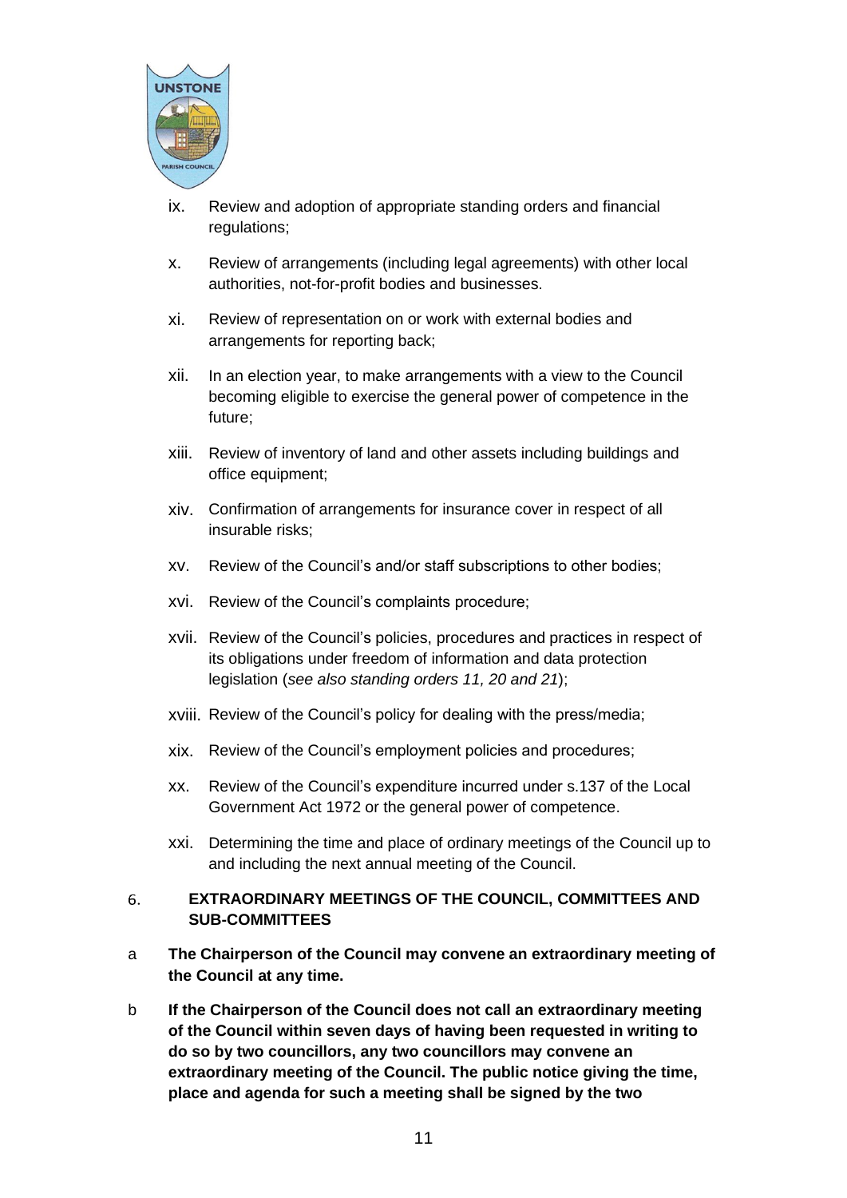ix. Review and adoption of appropriate standing orders and financial regulations;

x. Review of arrangements (including legal agreements) with other local authorities, not-for-profit bodies and businesses.

xi. Review of representation on or work with external bodies and arrangements for reporting back;

xii. In an election year, to make arrangements with a view to the Council becoming eligible to exercise the general power of competence in the future;

xiii. Review of inventory of land and other assets including buildings and office equipment;

xiv. Confirmation of arrangements for insurance cover in respect of all insurable risks;

xv. Review of the Council's and/or staff subscriptions to other bodies;

xvi. Review of the Council's complaints procedure;

xvii. Review of the Council's policies, procedures and practices in respect of its obligations under freedom of information and data protection legislation (*see also standing orders 11, 20 and 21*);

xviii. Review of the Council's policy for dealing with the press/media;

xix. Review of the Council's employment policies and procedures;

xx. Review of the Council's expenditure incurred under s.137 of the Local Government Act 1972 or the general power of competence.

xxi. Determining the time and place of ordinary meetings of the Council up to and including the next annual meeting of the Council.

## 6. EXTRAORDINARY MEETINGS OF THE COUNCIL, COMMITTEES AND SUB-COMMITTEES

a **The Chairperson of the Council may convene an extraordinary meeting of the Council at any time.**

b **If the Chairperson of the Council does not call an extraordinary meeting of the Council within seven days of having been requested in writing to do so by two councillors, any two councillors may convene an extraordinary meeting of the Council. The public notice giving the time, place and agenda for such a meeting shall be signed by the two**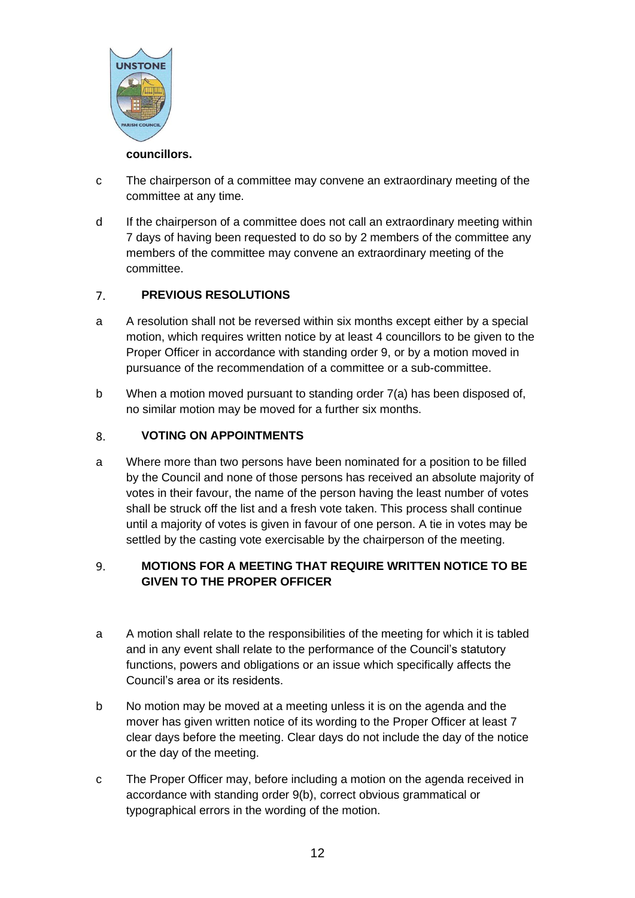**councillors.**

c The chairperson of a committee may convene an extraordinary meeting of the committee at any time.

d If the chairperson of a committee does not call an extraordinary meeting within 7 days of having been requested to do so by 2 members of the committee any members of the committee may convene an extraordinary meeting of the committee.

## 7. PREVIOUS RESOLUTIONS

a A resolution shall not be reversed within six months except either by a special motion, which requires written notice by at least 4 councillors to be given to the Proper Officer in accordance with standing order 9, or by a motion moved in pursuance of the recommendation of a committee or a sub-committee.

b When a motion moved pursuant to standing order 7(a) has been disposed of, no similar motion may be moved for a further six months.

## 8. VOTING ON APPOINTMENTS

a Where more than two persons have been nominated for a position to be filled by the Council and none of those persons has received an absolute majority of votes in their favour, the name of the person having the least number of votes shall be struck off the list and a fresh vote taken. This process shall continue until a majority of votes is given in favour of one person. A tie in votes may be settled by the casting vote exercisable by the chairperson of the meeting.

## 9. MOTIONS FOR A MEETING THAT REQUIRE WRITTEN NOTICE TO BE GIVEN TO THE PROPER OFFICER

a A motion shall relate to the responsibilities of the meeting for which it is tabled and in any event shall relate to the performance of the Council's statutory functions, powers and obligations or an issue which specifically affects the Council's area or its residents.

b No motion may be moved at a meeting unless it is on the agenda and the mover has given written notice of its wording to the Proper Officer at least 7 clear days before the meeting. Clear days do not include the day of the notice or the day of the meeting.

c The Proper Officer may, before including a motion on the agenda received in accordance with standing order 9(b), correct obvious grammatical or typographical errors in the wording of the motion.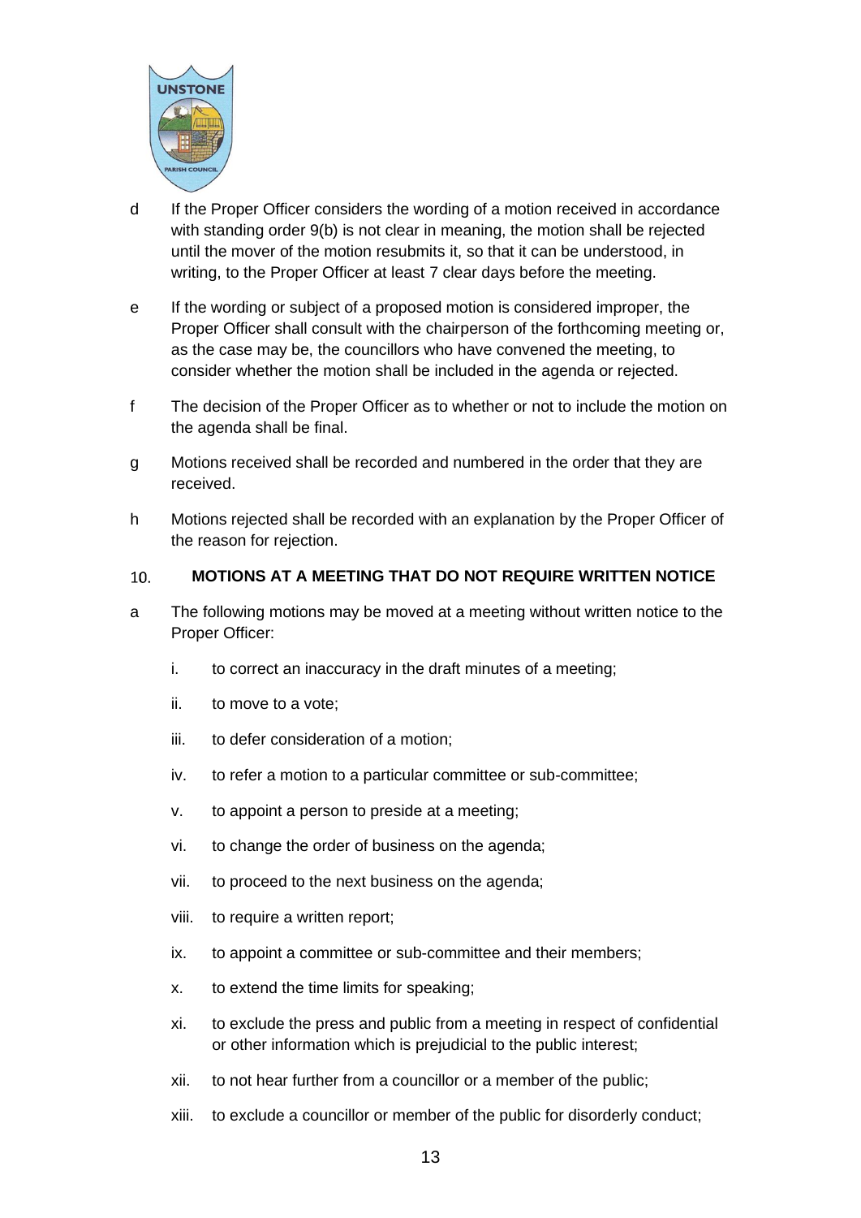d If the Proper Officer considers the wording of a motion received in accordance with standing order 9(b) is not clear in meaning, the motion shall be rejected until the mover of the motion resubmits it, so that it can be understood, in writing, to the Proper Officer at least 7 clear days before the meeting.

e If the wording or subject of a proposed motion is considered improper, the Proper Officer shall consult with the chairperson of the forthcoming meeting or, as the case may be, the councillors who have convened the meeting, to consider whether the motion shall be included in the agenda or rejected.

f The decision of the Proper Officer as to whether or not to include the motion on the agenda shall be final.

g Motions received shall be recorded and numbered in the order that they are received.

h Motions rejected shall be recorded with an explanation by the Proper Officer of the reason for rejection.

## 10. MOTIONS AT A MEETING THAT DO NOT REQUIRE WRITTEN NOTICE

a The following motions may be moved at a meeting without written notice to the Proper Officer:

i. to correct an inaccuracy in the draft minutes of a meeting;

ii. to move to a vote;

iii. to defer consideration of a motion;

iv. to refer a motion to a particular committee or sub-committee;

v. to appoint a person to preside at a meeting;

vi. to change the order of business on the agenda;

vii. to proceed to the next business on the agenda;

viii. to require a written report;

ix. to appoint a committee or sub-committee and their members;

x. to extend the time limits for speaking;

xi. to exclude the press and public from a meeting in respect of confidential or other information which is prejudicial to the public interest;

xii. to not hear further from a councillor or a member of the public;

xiii. to exclude a councillor or member of the public for disorderly conduct;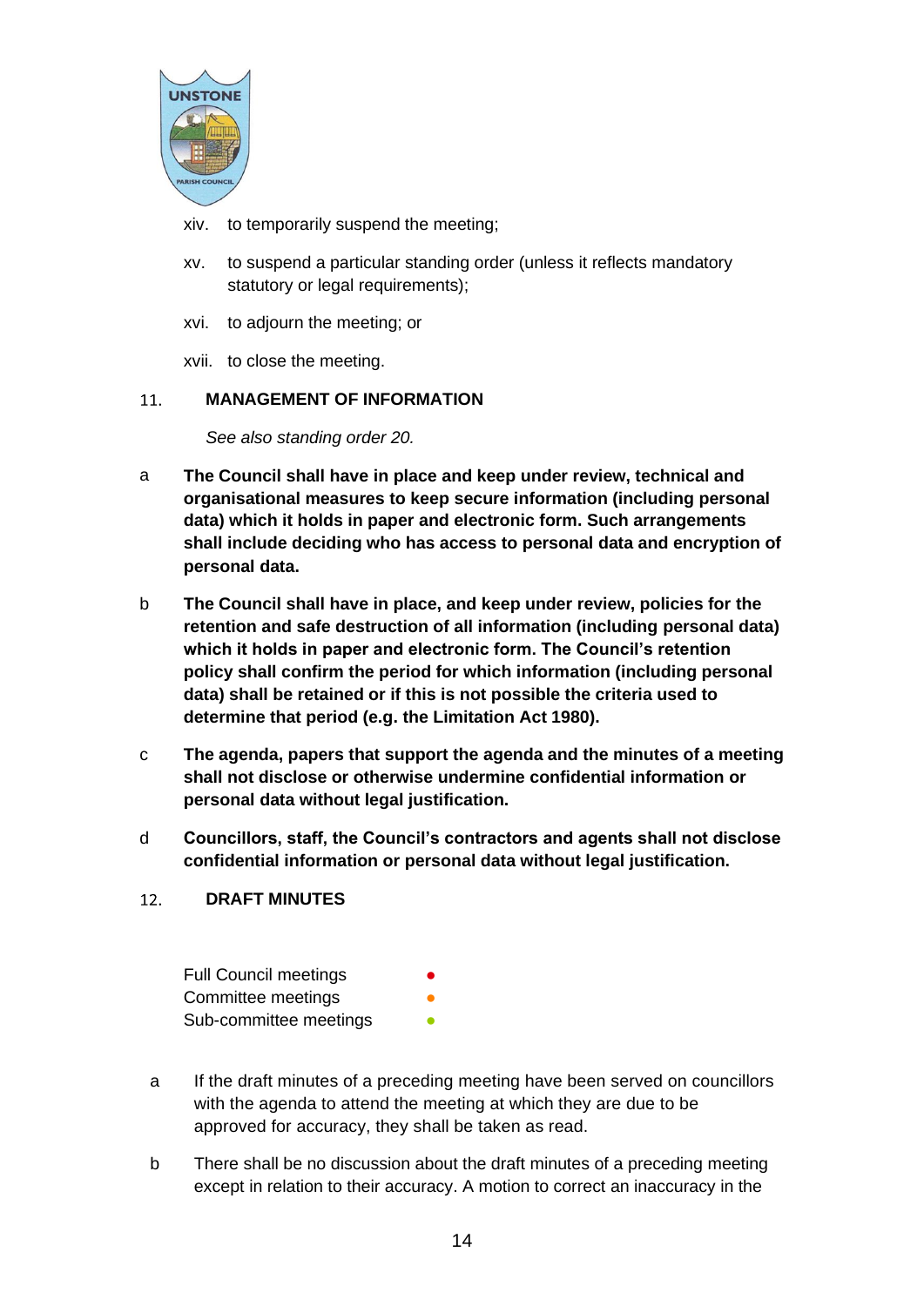xiv. to temporarily suspend the meeting;

xv. to suspend a particular standing order (unless it reflects mandatory statutory or legal requirements);

xvi. to adjourn the meeting; or

xvii. to close the meeting.

## 11. MANAGEMENT OF INFORMATION

*See also standing order 20.*

a **The Council shall have in place and keep under review, technical and organisational measures to keep secure information (including personal data) which it holds in paper and electronic form. Such arrangements shall include deciding who has access to personal data and encryption of personal data.**

b **The Council shall have in place, and keep under review, policies for the retention and safe destruction of all information (including personal data) which it holds in paper and electronic form. The Council's retention policy shall confirm the period for which information (including personal data) shall be retained or if this is not possible the criteria used to determine that period (e.g. the Limitation Act 1980).**

c **The agenda, papers that support the agenda and the minutes of a meeting shall not disclose or otherwise undermine confidential information or personal data without legal justification.**

d **Councillors, staff, the Council's contractors and agents shall not disclose confidential information or personal data without legal justification.**

## 12. DRAFT MINUTES

Full Council meetings ●
Committee meetings ●
Sub-committee meetings ●

a If the draft minutes of a preceding meeting have been served on councillors with the agenda to attend the meeting at which they are due to be approved for accuracy, they shall be taken as read.

b There shall be no discussion about the draft minutes of a preceding meeting except in relation to their accuracy. A motion to correct an inaccuracy in the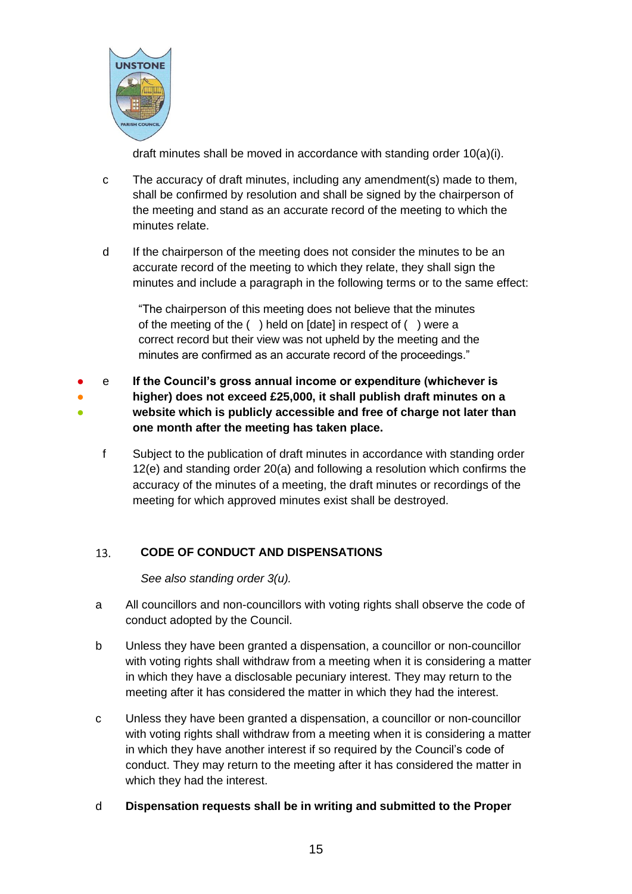draft minutes shall be moved in accordance with standing order 10(a)(i).

c The accuracy of draft minutes, including any amendment(s) made to them, shall be confirmed by resolution and shall be signed by the chairperson of the meeting and stand as an accurate record of the meeting to which the minutes relate.

d If the chairperson of the meeting does not consider the minutes to be an accurate record of the meeting to which they relate, they shall sign the minutes and include a paragraph in the following terms or to the same effect:

> "The chairperson of this meeting does not believe that the minutes of the meeting of the ( ) held on [date] in respect of ( ) were a correct record but their view was not upheld by the meeting and the minutes are confirmed as an accurate record of the proceedings."

e **If the Council's gross annual income or expenditure (whichever is higher) does not exceed £25,000, it shall publish draft minutes on a website which is publicly accessible and free of charge not later than one month after the meeting has taken place.**

f Subject to the publication of draft minutes in accordance with standing order 12(e) and standing order 20(a) and following a resolution which confirms the accuracy of the minutes of a meeting, the draft minutes or recordings of the meeting for which approved minutes exist shall be destroyed.

## 13. CODE OF CONDUCT AND DISPENSATIONS

*See also standing order 3(u).*

a All councillors and non-councillors with voting rights shall observe the code of conduct adopted by the Council.

b Unless they have been granted a dispensation, a councillor or non-councillor with voting rights shall withdraw from a meeting when it is considering a matter in which they have a disclosable pecuniary interest. They may return to the meeting after it has considered the matter in which they had the interest.

c Unless they have been granted a dispensation, a councillor or non-councillor with voting rights shall withdraw from a meeting when it is considering a matter in which they have another interest if so required by the Council's code of conduct. They may return to the meeting after it has considered the matter in which they had the interest.

d **Dispensation requests shall be in writing and submitted to the Proper**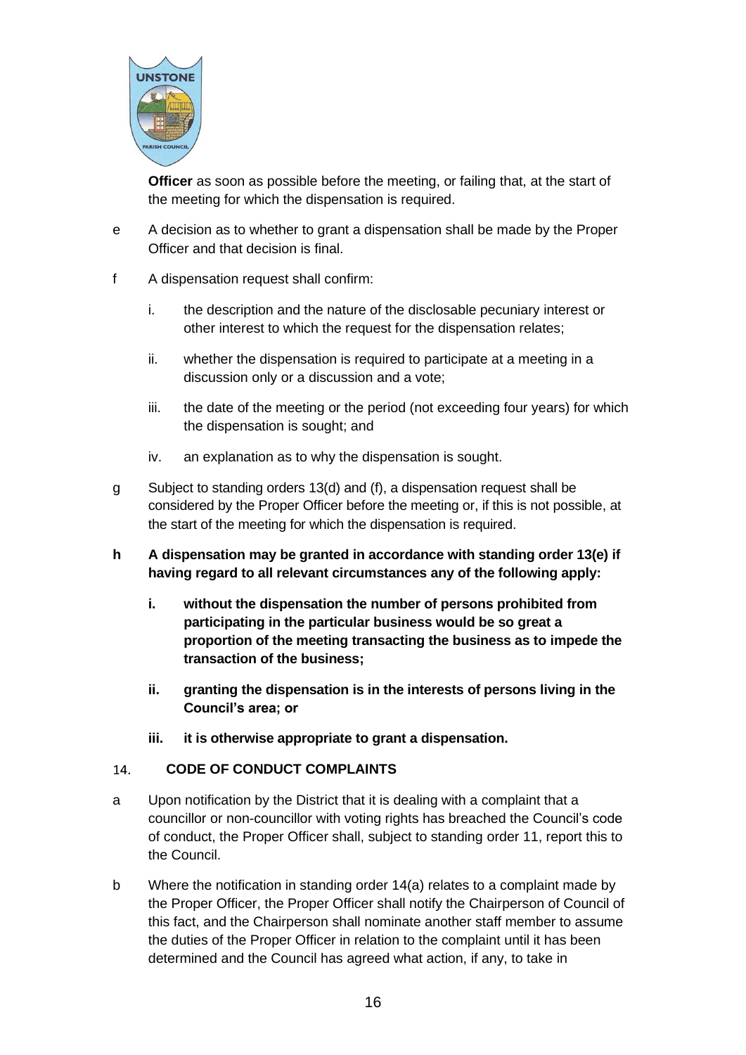**Officer** as soon as possible before the meeting, or failing that, at the start of the meeting for which the dispensation is required.

e A decision as to whether to grant a dispensation shall be made by the Proper Officer and that decision is final.

f A dispensation request shall confirm:

   i. the description and the nature of the disclosable pecuniary interest or other interest to which the request for the dispensation relates;

   ii. whether the dispensation is required to participate at a meeting in a discussion only or a discussion and a vote;

   iii. the date of the meeting or the period (not exceeding four years) for which the dispensation is sought; and

   iv. an explanation as to why the dispensation is sought.

g Subject to standing orders 13(d) and (f), a dispensation request shall be considered by the Proper Officer before the meeting or, if this is not possible, at the start of the meeting for which the dispensation is required.

**h A dispensation may be granted in accordance with standing order 13(e) if having regard to all relevant circumstances any of the following apply:**

   **i. without the dispensation the number of persons prohibited from participating in the particular business would be so great a proportion of the meeting transacting the business as to impede the transaction of the business;**

   **ii. granting the dispensation is in the interests of persons living in the Council's area; or**

   **iii. it is otherwise appropriate to grant a dispensation.**

## 14. CODE OF CONDUCT COMPLAINTS

a Upon notification by the District that it is dealing with a complaint that a councillor or non-councillor with voting rights has breached the Council's code of conduct, the Proper Officer shall, subject to standing order 11, report this to the Council.

b Where the notification in standing order 14(a) relates to a complaint made by the Proper Officer, the Proper Officer shall notify the Chairperson of Council of this fact, and the Chairperson shall nominate another staff member to assume the duties of the Proper Officer in relation to the complaint until it has been determined and the Council has agreed what action, if any, to take in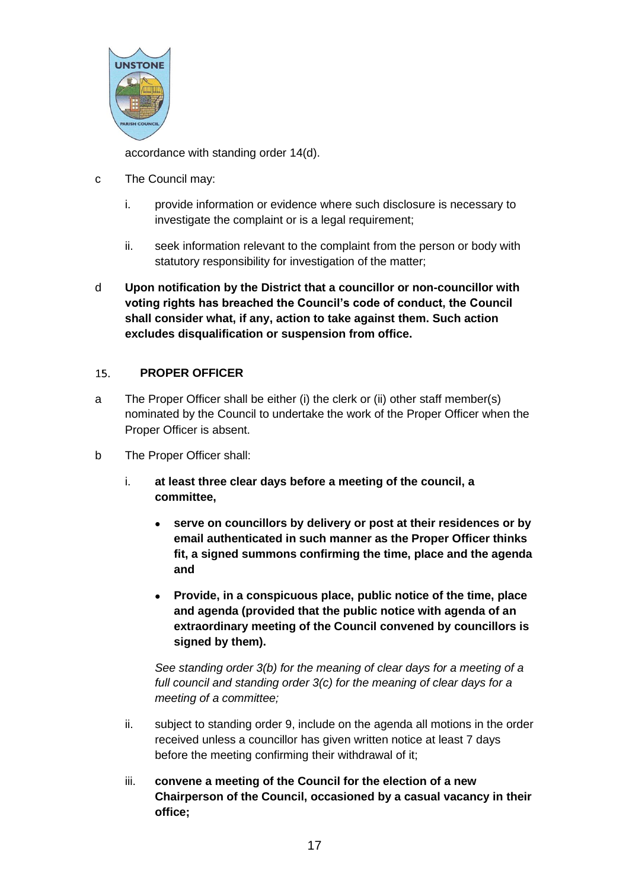accordance with standing order 14(d).

c The Council may:

   i. provide information or evidence where such disclosure is necessary to investigate the complaint or is a legal requirement;

   ii. seek information relevant to the complaint from the person or body with statutory responsibility for investigation of the matter;

d **Upon notification by the District that a councillor or non-councillor with voting rights has breached the Council's code of conduct, the Council shall consider what, if any, action to take against them. Such action excludes disqualification or suspension from office.**

## 15. PROPER OFFICER

a The Proper Officer shall be either (i) the clerk or (ii) other staff member(s) nominated by the Council to undertake the work of the Proper Officer when the Proper Officer is absent.

b The Proper Officer shall:

   i. **at least three clear days before a meeting of the council, a committee,**

      - **serve on councillors by delivery or post at their residences or by email authenticated in such manner as the Proper Officer thinks fit, a signed summons confirming the time, place and the agenda and**

      - **Provide, in a conspicuous place, public notice of the time, place and agenda (provided that the public notice with agenda of an extraordinary meeting of the Council convened by councillors is signed by them).**

      *See standing order 3(b) for the meaning of clear days for a meeting of a full council and standing order 3(c) for the meaning of clear days for a meeting of a committee;*

   ii. subject to standing order 9, include on the agenda all motions in the order received unless a councillor has given written notice at least 7 days before the meeting confirming their withdrawal of it;

   iii. **convene a meeting of the Council for the election of a new Chairperson of the Council, occasioned by a casual vacancy in their office;**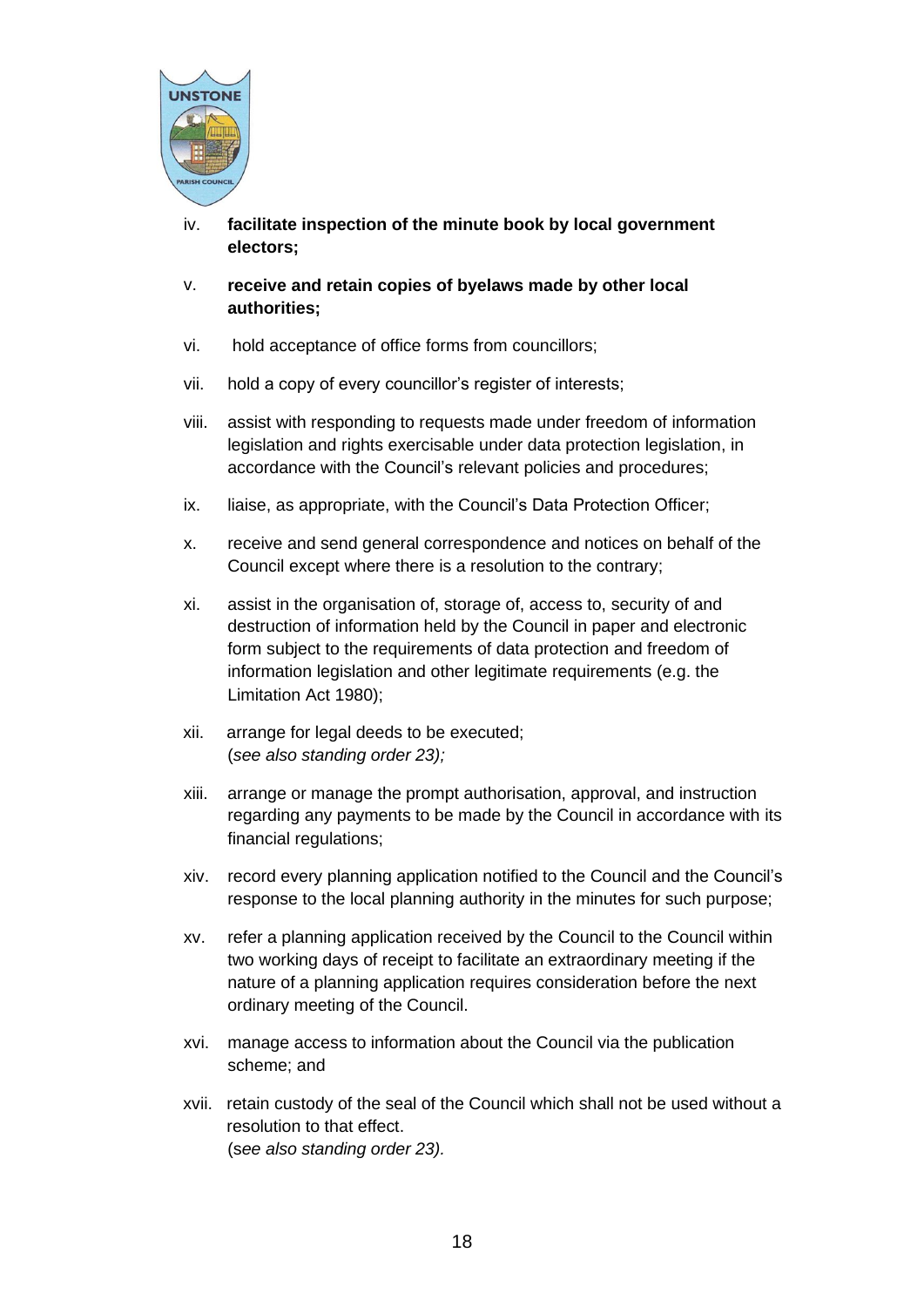iv. **facilitate inspection of the minute book by local government electors;**

v. **receive and retain copies of byelaws made by other local authorities;**

vi. hold acceptance of office forms from councillors;

vii. hold a copy of every councillor's register of interests;

viii. assist with responding to requests made under freedom of information legislation and rights exercisable under data protection legislation, in accordance with the Council's relevant policies and procedures;

ix. liaise, as appropriate, with the Council's Data Protection Officer;

x. receive and send general correspondence and notices on behalf of the Council except where there is a resolution to the contrary;

xi. assist in the organisation of, storage of, access to, security of and destruction of information held by the Council in paper and electronic form subject to the requirements of data protection and freedom of information legislation and other legitimate requirements (e.g. the Limitation Act 1980);

xii. arrange for legal deeds to be executed;
(*see also standing order 23);*

xiii. arrange or manage the prompt authorisation, approval, and instruction regarding any payments to be made by the Council in accordance with its financial regulations;

xiv. record every planning application notified to the Council and the Council's response to the local planning authority in the minutes for such purpose;

xv. refer a planning application received by the Council to the Council within two working days of receipt to facilitate an extraordinary meeting if the nature of a planning application requires consideration before the next ordinary meeting of the Council.

xvi. manage access to information about the Council via the publication scheme; and

xvii. retain custody of the seal of the Council which shall not be used without a resolution to that effect.
(s*ee also standing order 23).*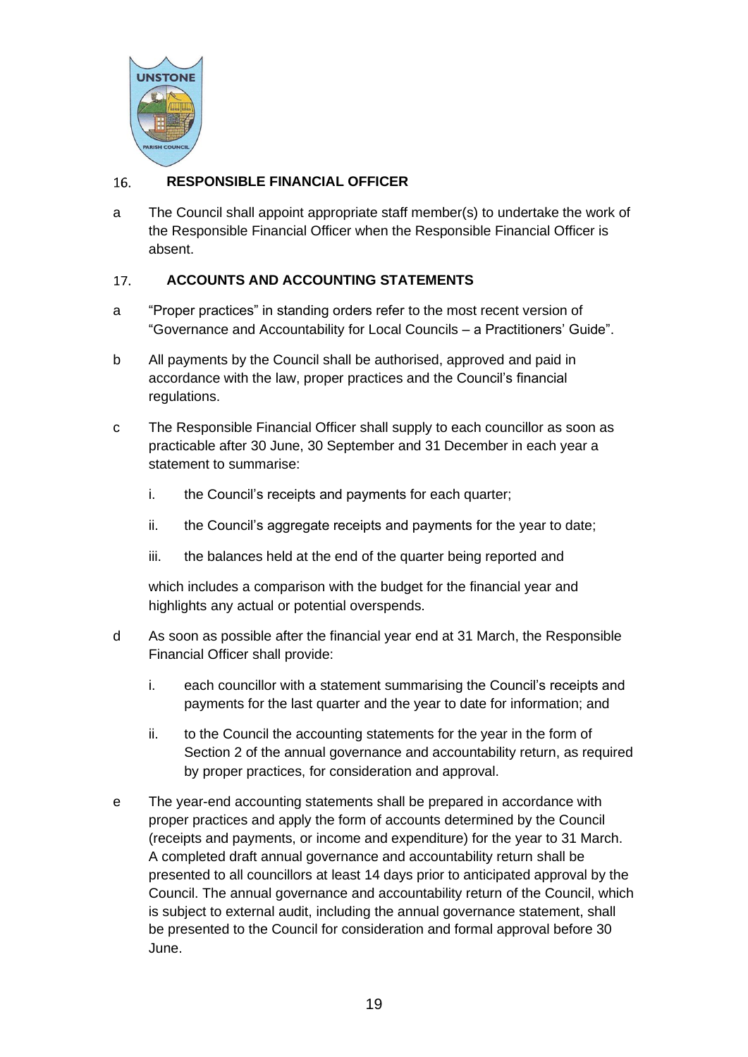## 16. RESPONSIBLE FINANCIAL OFFICER

a The Council shall appoint appropriate staff member(s) to undertake the work of the Responsible Financial Officer when the Responsible Financial Officer is absent.

## 17. ACCOUNTS AND ACCOUNTING STATEMENTS

a "Proper practices" in standing orders refer to the most recent version of "Governance and Accountability for Local Councils – a Practitioners' Guide".

b All payments by the Council shall be authorised, approved and paid in accordance with the law, proper practices and the Council's financial regulations.

c The Responsible Financial Officer shall supply to each councillor as soon as practicable after 30 June, 30 September and 31 December in each year a statement to summarise:

- i. the Council's receipts and payments for each quarter;
- ii. the Council's aggregate receipts and payments for the year to date;
- iii. the balances held at the end of the quarter being reported and

which includes a comparison with the budget for the financial year and highlights any actual or potential overspends.

d As soon as possible after the financial year end at 31 March, the Responsible Financial Officer shall provide:

- i. each councillor with a statement summarising the Council's receipts and payments for the last quarter and the year to date for information; and
- ii. to the Council the accounting statements for the year in the form of Section 2 of the annual governance and accountability return, as required by proper practices, for consideration and approval.

e The year-end accounting statements shall be prepared in accordance with proper practices and apply the form of accounts determined by the Council (receipts and payments, or income and expenditure) for the year to 31 March. A completed draft annual governance and accountability return shall be presented to all councillors at least 14 days prior to anticipated approval by the Council. The annual governance and accountability return of the Council, which is subject to external audit, including the annual governance statement, shall be presented to the Council for consideration and formal approval before 30 June.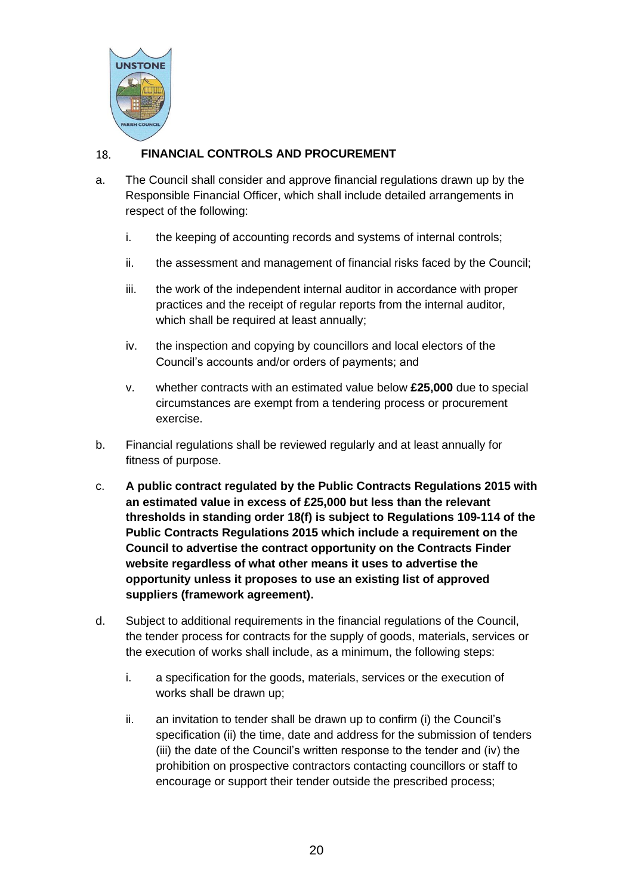## 18. FINANCIAL CONTROLS AND PROCUREMENT

a. The Council shall consider and approve financial regulations drawn up by the Responsible Financial Officer, which shall include detailed arrangements in respect of the following:

   i. the keeping of accounting records and systems of internal controls;

   ii. the assessment and management of financial risks faced by the Council;

   iii. the work of the independent internal auditor in accordance with proper practices and the receipt of regular reports from the internal auditor, which shall be required at least annually;

   iv. the inspection and copying by councillors and local electors of the Council's accounts and/or orders of payments; and

   v. whether contracts with an estimated value below **£25,000** due to special circumstances are exempt from a tendering process or procurement exercise.

b. Financial regulations shall be reviewed regularly and at least annually for fitness of purpose.

c. **A public contract regulated by the Public Contracts Regulations 2015 with an estimated value in excess of £25,000 but less than the relevant thresholds in standing order 18(f) is subject to Regulations 109-114 of the Public Contracts Regulations 2015 which include a requirement on the Council to advertise the contract opportunity on the Contracts Finder website regardless of what other means it uses to advertise the opportunity unless it proposes to use an existing list of approved suppliers (framework agreement).**

d. Subject to additional requirements in the financial regulations of the Council, the tender process for contracts for the supply of goods, materials, services or the execution of works shall include, as a minimum, the following steps:

   i. a specification for the goods, materials, services or the execution of works shall be drawn up;

   ii. an invitation to tender shall be drawn up to confirm (i) the Council's specification (ii) the time, date and address for the submission of tenders (iii) the date of the Council's written response to the tender and (iv) the prohibition on prospective contractors contacting councillors or staff to encourage or support their tender outside the prescribed process;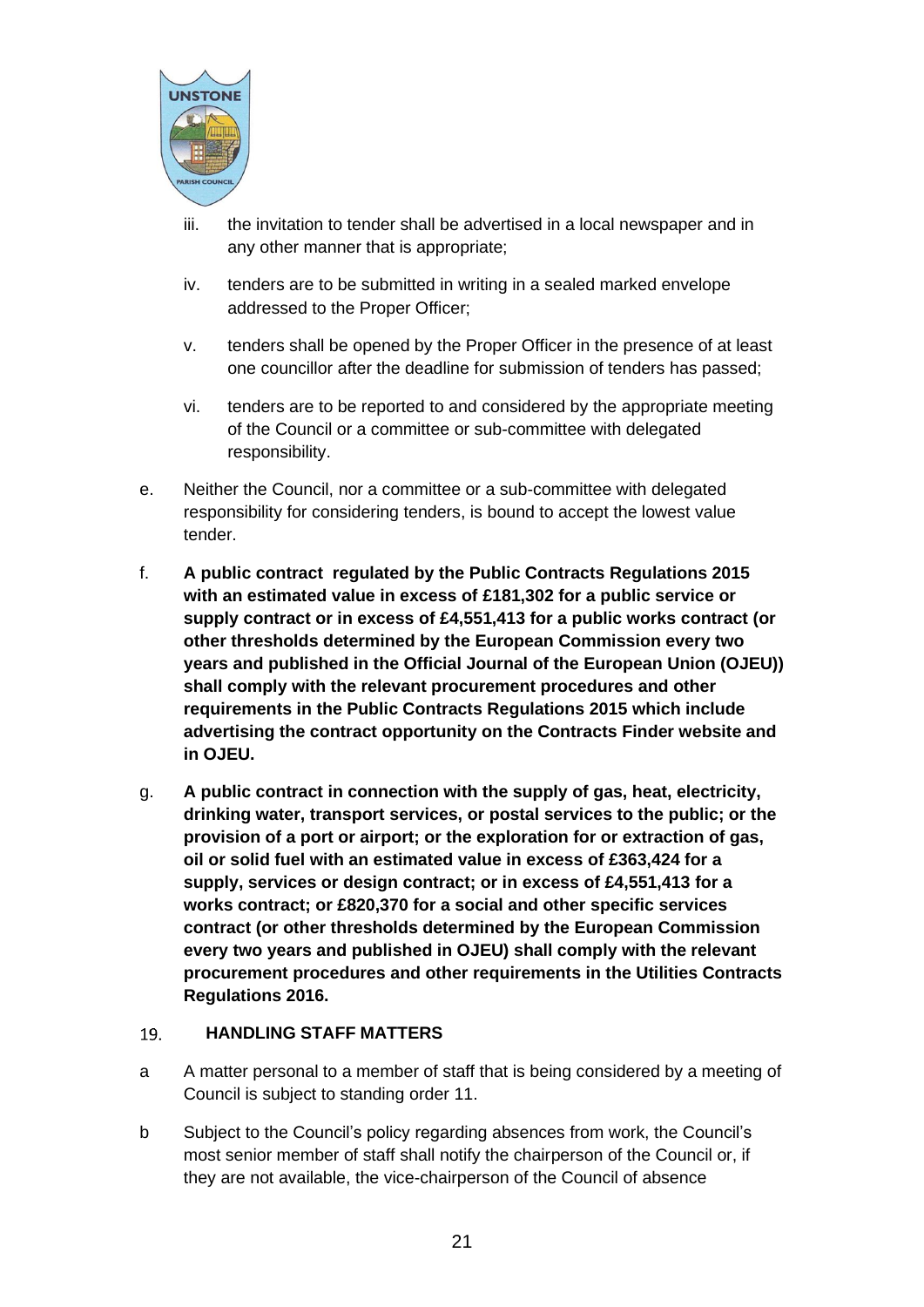iii. the invitation to tender shall be advertised in a local newspaper and in any other manner that is appropriate;

iv. tenders are to be submitted in writing in a sealed marked envelope addressed to the Proper Officer;

v. tenders shall be opened by the Proper Officer in the presence of at least one councillor after the deadline for submission of tenders has passed;

vi. tenders are to be reported to and considered by the appropriate meeting of the Council or a committee or sub-committee with delegated responsibility.

e. Neither the Council, nor a committee or a sub-committee with delegated responsibility for considering tenders, is bound to accept the lowest value tender.

f. **A public contract regulated by the Public Contracts Regulations 2015 with an estimated value in excess of £181,302 for a public service or supply contract or in excess of £4,551,413 for a public works contract (or other thresholds determined by the European Commission every two years and published in the Official Journal of the European Union (OJEU)) shall comply with the relevant procurement procedures and other requirements in the Public Contracts Regulations 2015 which include advertising the contract opportunity on the Contracts Finder website and in OJEU.**

g. **A public contract in connection with the supply of gas, heat, electricity, drinking water, transport services, or postal services to the public; or the provision of a port or airport; or the exploration for or extraction of gas, oil or solid fuel with an estimated value in excess of £363,424 for a supply, services or design contract; or in excess of £4,551,413 for a works contract; or £820,370 for a social and other specific services contract (or other thresholds determined by the European Commission every two years and published in OJEU) shall comply with the relevant procurement procedures and other requirements in the Utilities Contracts Regulations 2016.**

## 19. HANDLING STAFF MATTERS

a A matter personal to a member of staff that is being considered by a meeting of Council is subject to standing order 11.

b Subject to the Council's policy regarding absences from work, the Council's most senior member of staff shall notify the chairperson of the Council or, if they are not available, the vice-chairperson of the Council of absence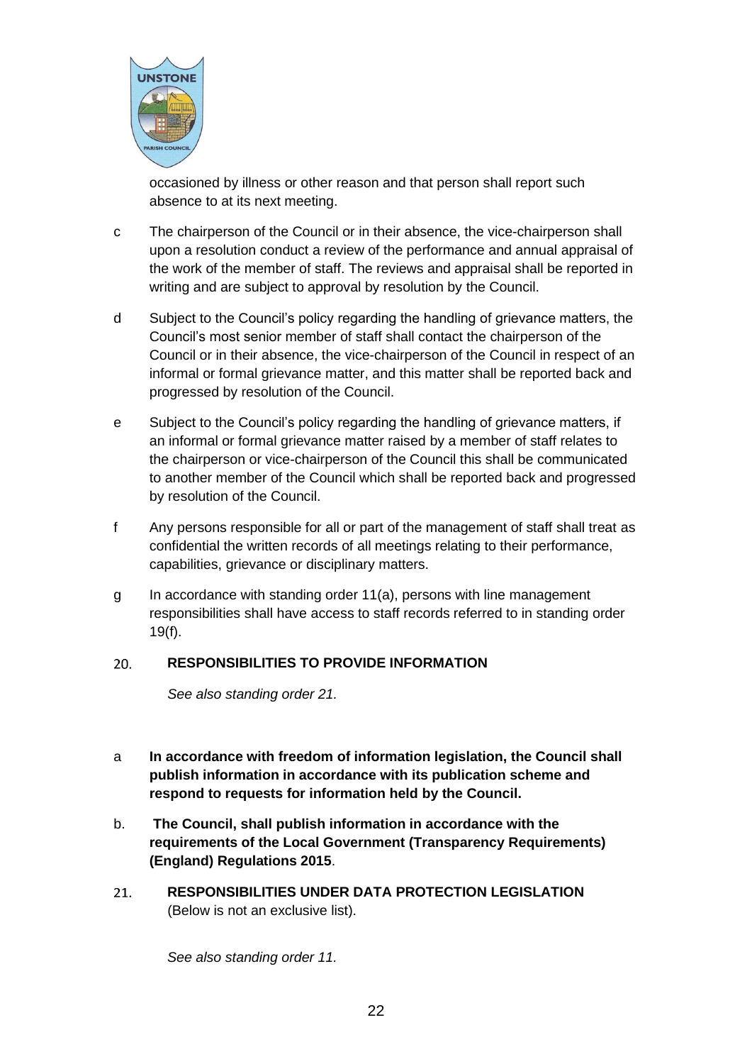occasioned by illness or other reason and that person shall report such absence to at its next meeting.

c The chairperson of the Council or in their absence, the vice-chairperson shall upon a resolution conduct a review of the performance and annual appraisal of the work of the member of staff. The reviews and appraisal shall be reported in writing and are subject to approval by resolution by the Council.

d Subject to the Council's policy regarding the handling of grievance matters, the Council's most senior member of staff shall contact the chairperson of the Council or in their absence, the vice-chairperson of the Council in respect of an informal or formal grievance matter, and this matter shall be reported back and progressed by resolution of the Council.

e Subject to the Council's policy regarding the handling of grievance matters, if an informal or formal grievance matter raised by a member of staff relates to the chairperson or vice-chairperson of the Council this shall be communicated to another member of the Council which shall be reported back and progressed by resolution of the Council.

f Any persons responsible for all or part of the management of staff shall treat as confidential the written records of all meetings relating to their performance, capabilities, grievance or disciplinary matters.

g In accordance with standing order 11(a), persons with line management responsibilities shall have access to staff records referred to in standing order 19(f).

## 20. RESPONSIBILITIES TO PROVIDE INFORMATION

*See also standing order 21.*

a **In accordance with freedom of information legislation, the Council shall publish information in accordance with its publication scheme and respond to requests for information held by the Council.**

b. **The Council, shall publish information in accordance with the requirements of the Local Government (Transparency Requirements) (England) Regulations 2015**.

## 21. RESPONSIBILITIES UNDER DATA PROTECTION LEGISLATION

(Below is not an exclusive list).

*See also standing order 11.*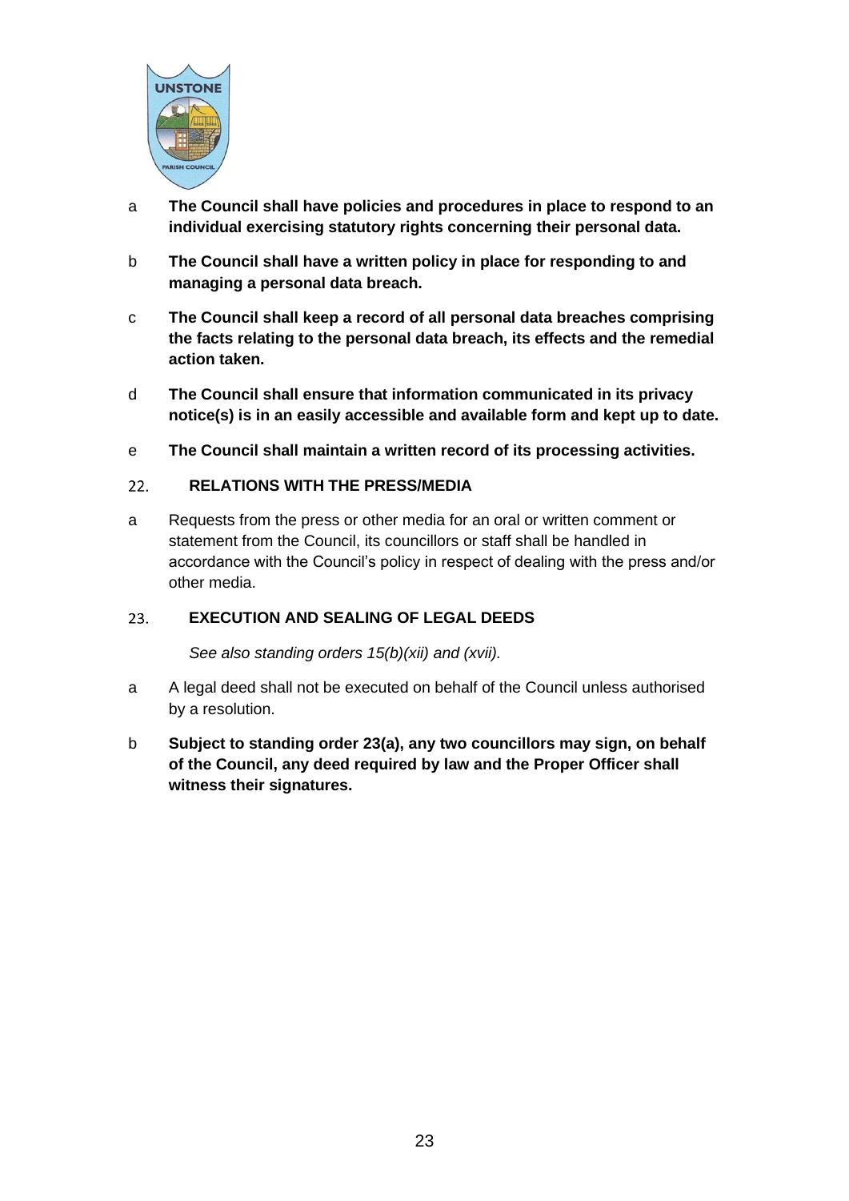a **The Council shall have policies and procedures in place to respond to an individual exercising statutory rights concerning their personal data.**

b **The Council shall have a written policy in place for responding to and managing a personal data breach.**

c **The Council shall keep a record of all personal data breaches comprising the facts relating to the personal data breach, its effects and the remedial action taken.**

d **The Council shall ensure that information communicated in its privacy notice(s) is in an easily accessible and available form and kept up to date.**

e **The Council shall maintain a written record of its processing activities.**

## 22. RELATIONS WITH THE PRESS/MEDIA

a Requests from the press or other media for an oral or written comment or statement from the Council, its councillors or staff shall be handled in accordance with the Council's policy in respect of dealing with the press and/or other media.

## 23. EXECUTION AND SEALING OF LEGAL DEEDS

*See also standing orders 15(b)(xii) and (xvii).*

a A legal deed shall not be executed on behalf of the Council unless authorised by a resolution.

b **Subject to standing order 23(a), any two councillors may sign, on behalf of the Council, any deed required by law and the Proper Officer shall witness their signatures.**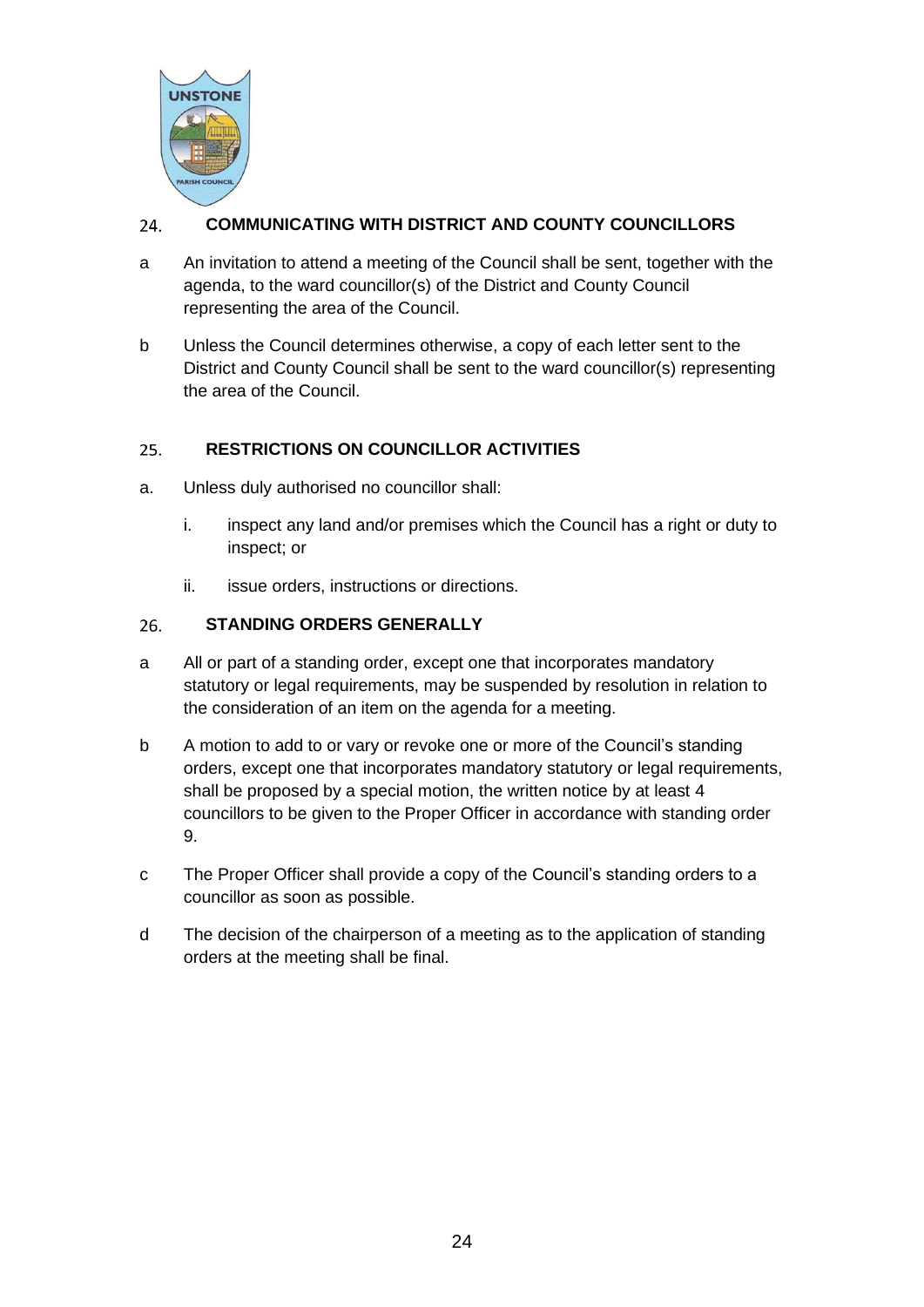## 24. COMMUNICATING WITH DISTRICT AND COUNTY COUNCILLORS

a An invitation to attend a meeting of the Council shall be sent, together with the agenda, to the ward councillor(s) of the District and County Council representing the area of the Council.

b Unless the Council determines otherwise, a copy of each letter sent to the District and County Council shall be sent to the ward councillor(s) representing the area of the Council.

## 25. RESTRICTIONS ON COUNCILLOR ACTIVITIES

a. Unless duly authorised no councillor shall:

  i. inspect any land and/or premises which the Council has a right or duty to inspect; or

  ii. issue orders, instructions or directions.

## 26. STANDING ORDERS GENERALLY

a All or part of a standing order, except one that incorporates mandatory statutory or legal requirements, may be suspended by resolution in relation to the consideration of an item on the agenda for a meeting.

b A motion to add to or vary or revoke one or more of the Council's standing orders, except one that incorporates mandatory statutory or legal requirements, shall be proposed by a special motion, the written notice by at least 4 councillors to be given to the Proper Officer in accordance with standing order 9.

c The Proper Officer shall provide a copy of the Council's standing orders to a councillor as soon as possible.

d The decision of the chairperson of a meeting as to the application of standing orders at the meeting shall be final.